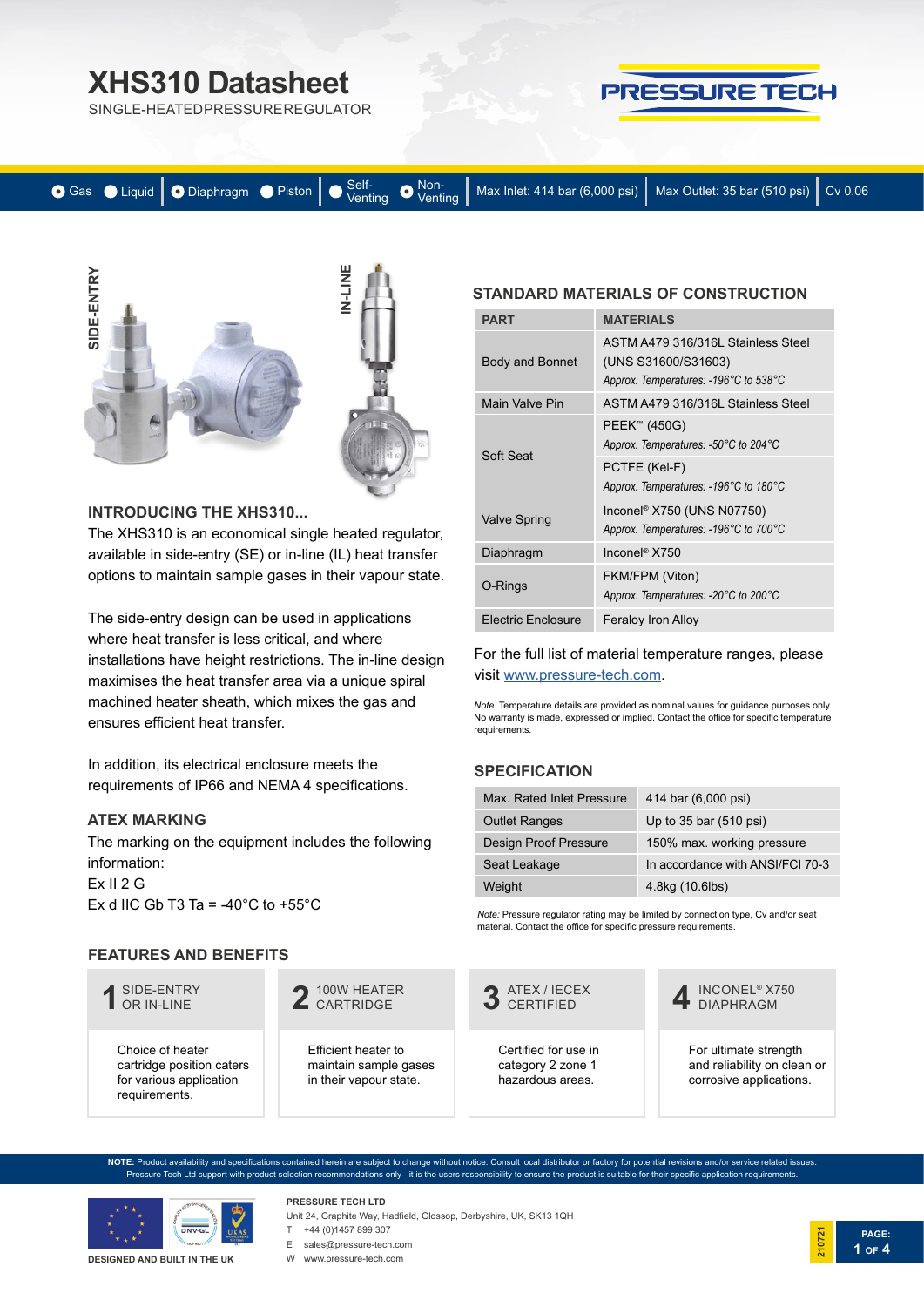# XHS310 Datasheet

SINGLE-HEATED PRESSURE REGULATOR

PRESSURE TECH

● Gas ○ Liquid | ● Diaphragm ○ Piston | ○ Self-Venting ● Non-Venting | Max Inlet: 414 bar (6,000 psi) | Max Outlet: 35 bar (510 psi) | Cv 0.06

SIDE-ENTRY

IN-LINE

## INTRODUCING THE XHS310...

The XHS310 is an economical single heated regulator, available in side-entry (SE) or in-line (IL) heat transfer options to maintain sample gases in their vapour state.

The side-entry design can be used in applications where heat transfer is less critical, and where installations have height restrictions. The in-line design maximises the heat transfer area via a unique spiral machined heater sheath, which mixes the gas and ensures efficient heat transfer.

In addition, its electrical enclosure meets the requirements of IP66 and NEMA 4 specifications.

## ATEX MARKING

The marking on the equipment includes the following information:

Ex II 2 G
Ex d IIC Gb T3 Ta = -40°C to +55°C

## STANDARD MATERIALS OF CONSTRUCTION

| PART | MATERIALS |
|---|---|
| Body and Bonnet | ASTM A479 316/316L Stainless Steel (UNS S31600/S31603) *Approx. Temperatures: -196°C to 538°C* |
| Main Valve Pin | ASTM A479 316/316L Stainless Steel |
| Soft Seat | PEEK™ (450G) *Approx. Temperatures: -50°C to 204°C* |
| | PCTFE (Kel-F) *Approx. Temperatures: -196°C to 180°C* |
| Valve Spring | Inconel® X750 (UNS N07750) *Approx. Temperatures: -196°C to 700°C* |
| Diaphragm | Inconel® X750 |
| O-Rings | FKM/FPM (Viton) *Approx. Temperatures: -20°C to 200°C* |
| Electric Enclosure | Feraloy Iron Alloy |

For the full list of material temperature ranges, please visit www.pressure-tech.com.

*Note:* Temperature details are provided as nominal values for guidance purposes only. No warranty is made, expressed or implied. Contact the office for specific temperature requirements.

## SPECIFICATION

| | |
|---|---|
| Max. Rated Inlet Pressure | 414 bar (6,000 psi) |
| Outlet Ranges | Up to 35 bar (510 psi) |
| Design Proof Pressure | 150% max. working pressure |
| Seat Leakage | In accordance with ANSI/FCI 70-3 |
| Weight | 4.8kg (10.6lbs) |

*Note:* Pressure regulator rating may be limited by connection type, Cv and/or seat material. Contact the office for specific pressure requirements.

## FEATURES AND BENEFITS

**1 SIDE-ENTRY OR IN-LINE**
Choice of heater cartridge position caters for various application requirements.

**2 100W HEATER CARTRIDGE**
Efficient heater to maintain sample gases in their vapour state.

**3 ATEX / IECEX CERTIFIED**
Certified for use in category 2 zone 1 hazardous areas.

**4 INCONEL® X750 DIAPHRAGM**
For ultimate strength and reliability on clean or corrosive applications.

**NOTE:** Product availability and specifications contained herein are subject to change without notice. Consult local distributor or factory for potential revisions and/or service related issues. Pressure Tech Ltd support with product selection recommendations only - it is the users responsibility to ensure the product is suitable for their specific application requirements.

DESIGNED AND BUILT IN THE UK

**PRESSURE TECH LTD**
Unit 24, Graphite Way, Hadfield, Glossop, Derbyshire, UK, SK13 1QH
T +44 (0)1457 899 307
E sales@pressure-tech.com
W www.pressure-tech.com

210721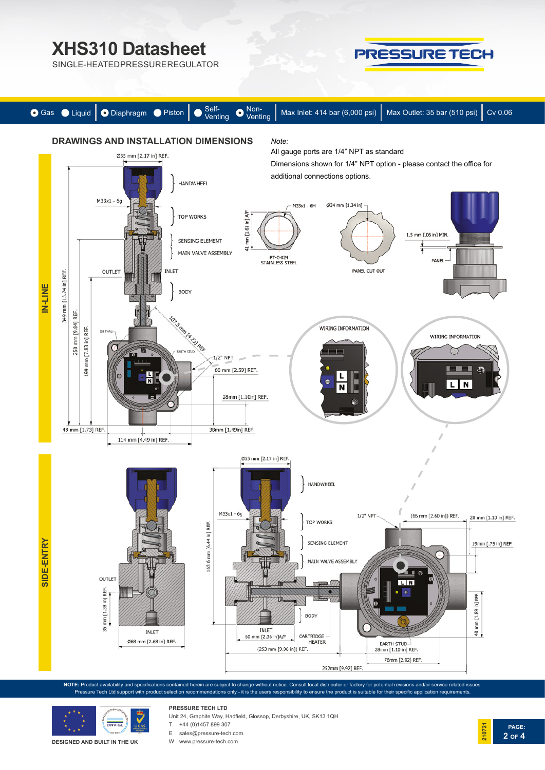# XHS310 Datasheet

SINGLE-HEATEDPRESSUREREGULATOR

● Gas ○ Liquid | ● Diaphragm ○ Piston | ○ Self-Venting ● Non-Venting | Max Inlet: 414 bar (6,000 psi) | Max Outlet: 35 bar (510 psi) | Cv 0.06

## DRAWINGS AND INSTALLATION DIMENSIONS

*Note:*

All gauge ports are 1/4" NPT as standard

Dimensions shown for 1/4" NPT option - please contact the office for additional connections options.

### IN-LINE

Ø55 mm [2.17 in] REF.

HANDWHEEL

M33x1 - 6g

TOP WORKS

SENSING ELEMENT

MAIN VALVE ASSEMBLY

OUTLET

INLET

BODY

349 mm [13.74 in] REF.

250 mm [9.84] REF.

199 mm [7.83 in] REF.

107.5 mm [4.23] REF

EARTH STUD

1/2" NPT

66 mm [2.59] REF.

28mm [1.10in] REF.

48 mm [1.73] REF.

38mm [1.49in] REF.

114 mm [4.49 in] REF.

M33x1 - 6H

41 mm [1.61 in] A/F

PT-C-024 STAINLESS STEEL

Ø34 mm [1.34 in]

PANEL CUT OUT

1.5 mm [.06 in] MIN.

PANEL

WIRING INFORMATION

WIRING INFORMATION

### SIDE-ENTRY

OUTLET

35 mm [1.38 in] REF.

INLET

Ø68 mm [2.68 in] REF.

Ø55 mm [2.17 in] REF.

HANDWHEEL

M33x1 - 6g

163.6 mm [6.44 in] REF.

TOP WORKS

SENSING ELEMENT

MAIN VALVE ASSEMBLY

BODY

INLET

60 mm [2.36 in]A/F

CARTRIDGE HEATER

(253 mm [9.96 in]) REF.

252mm [9.92] REF.

1/2" NPT

(66 mm [2.60 in]) REF.

28 mm [1.10 in] REF.

19mm [.75 in] REF.

48 mm [1.89 in] REF.

EARTH STUD

28mm [1.10 in] REF.

76mm [2.92] REF.

**NOTE:** Product availability and specifications contained herein are subject to change without notice. Consult local distributor or factory for potential revisions and/or service related issues. Pressure Tech Ltd support with product selection recommendations only - it is the users responsibility to ensure the product is suitable for their specific application requirements.

DESIGNED AND BUILT IN THE UK

**PRESSURE TECH LTD**

Unit 24, Graphite Way, Hadfield, Glossop, Derbyshire, UK, SK13 1QH

T +44 (0)1457 899 307

E sales@pressure-tech.com

W www.pressure-tech.com

210721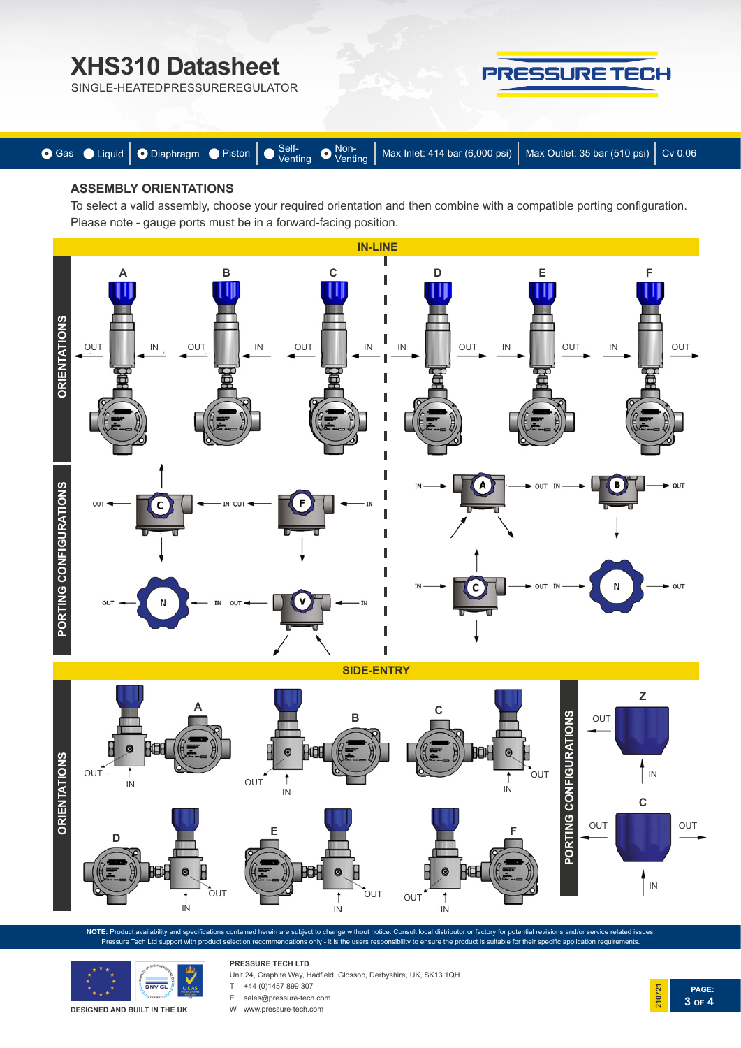# XHS310 Datasheet

SINGLE-HEATED PRESSURE REGULATOR

Gas | Liquid | Diaphragm | Piston | Self-Venting | Non-Venting | Max Inlet: 414 bar (6,000 psi) | Max Outlet: 35 bar (510 psi) | Cv 0.06

## ASSEMBLY ORIENTATIONS

To select a valid assembly, choose your required orientation and then combine with a compatible porting configuration. Please note - gauge ports must be in a forward-facing position.

### IN-LINE

**ORIENTATIONS**

A, B, C, D, E, F

**PORTING CONFIGURATIONS**

C, F, N, V, A, B, C, N

### SIDE-ENTRY

**ORIENTATIONS**

A, B, C, D, E, F

**PORTING CONFIGURATIONS**

Z, C

**NOTE:** Product availability and specifications contained herein are subject to change without notice. Consult local distributor or factory for potential revisions and/or service related issues. Pressure Tech Ltd support with product selection recommendations only - it is the users responsibility to ensure the product is suitable for their specific application requirements.

DESIGNED AND BUILT IN THE UK

**PRESSURE TECH LTD**
Unit 24, Graphite Way, Hadfield, Glossop, Derbyshire, UK, SK13 1QH
T +44 (0)1457 899 307
E sales@pressure-tech.com
W www.pressure-tech.com

210721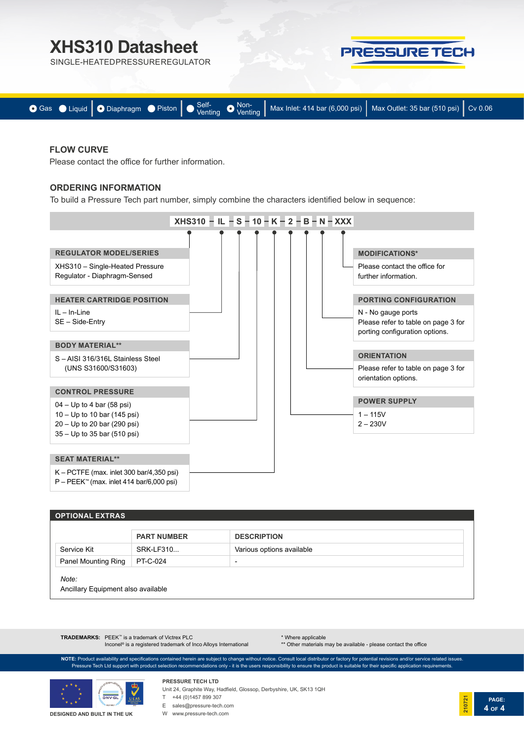# XHS310 Datasheet

SINGLE-HEATED PRESSURE REGULATOR

● Gas ● Liquid | ● Diaphragm ● Piston | ● Self-Venting ● Non-Venting | Max Inlet: 414 bar (6,000 psi) | Max Outlet: 35 bar (510 psi) | Cv 0.06

## FLOW CURVE

Please contact the office for further information.

## ORDERING INFORMATION

To build a Pressure Tech part number, simply combine the characters identified below in sequence:

**XHS310 - IL - S - 10 - K - 2 - B - N - XXX**

**REGULATOR MODEL/SERIES**

XHS310 – Single-Heated Pressure Regulator - Diaphragm-Sensed

**HEATER CARTRIDGE POSITION**

IL – In-Line
SE – Side-Entry

**BODY MATERIAL****

S – AISI 316/316L Stainless Steel (UNS S31600/S31603)

**CONTROL PRESSURE**

04 – Up to 4 bar (58 psi)
10 – Up to 10 bar (145 psi)
20 – Up to 20 bar (290 psi)
35 – Up to 35 bar (510 psi)

**SEAT MATERIAL****

K – PCTFE (max. inlet 300 bar/4,350 psi)
P – PEEK™ (max. inlet 414 bar/6,000 psi)

**POWER SUPPLY**

1 – 115V
2 – 230V

**ORIENTATION**

Please refer to table on page 3 for orientation options.

**PORTING CONFIGURATION**

N - No gauge ports
Please refer to table on page 3 for porting configuration options.

**MODIFICATIONS***

Please contact the office for further information.

## OPTIONAL EXTRAS

| | PART NUMBER | DESCRIPTION |
|---|---|---|
| Service Kit | SRK-LF310... | Various options available |
| Panel Mounting Ring | PT-C-024 | - |

*Note:*
Ancillary Equipment also available

**TRADEMARKS:** PEEK™ is a trademark of Victrex PLC
Inconel® is a registered trademark of Inco Alloys International

* Where applicable
** Other materials may be available - please contact the office

**NOTE:** Product availability and specifications contained herein are subject to change without notice. Consult local distributor or factory for potential revisions and/or service related issues. Pressure Tech Ltd support with product selection recommendations only - it is the users responsibility to ensure the product is suitable for their specific application requirements.

DESIGNED AND BUILT IN THE UK

**PRESSURE TECH LTD**
Unit 24, Graphite Way, Hadfield, Glossop, Derbyshire, UK, SK13 1QH
T +44 (0)1457 899 307
E sales@pressure-tech.com
W www.pressure-tech.com

210721